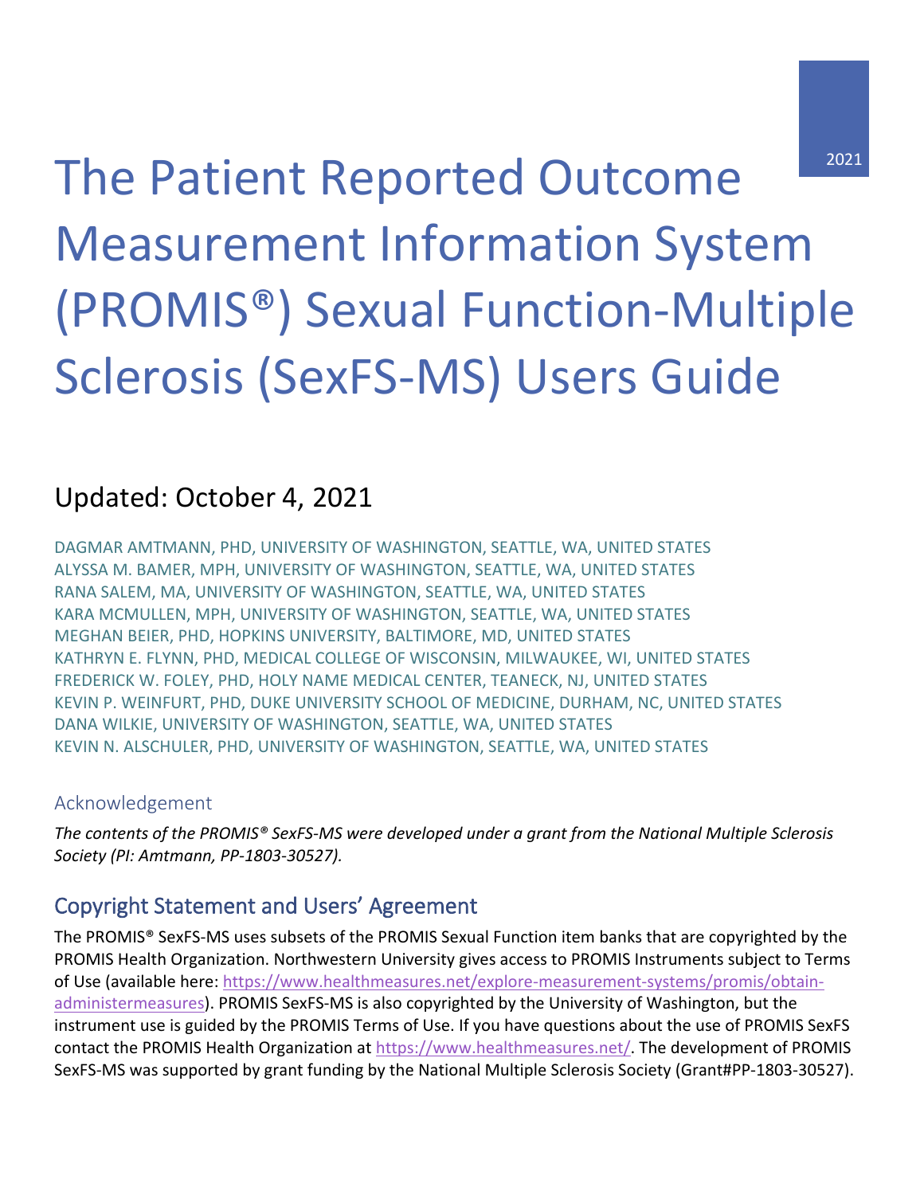2021

# The Patient Reported Outcome Measurement Information System (PROMIS®) Sexual Function-Multiple Sclerosis (SexFS-MS) Users Guide

## Updated: October 4, 2021

DAGMAR AMTMANN, PHD, UNIVERSITY OF WASHINGTON, SEATTLE, WA, UNITED STATES
ALYSSA M. BAMER, MPH, UNIVERSITY OF WASHINGTON, SEATTLE, WA, UNITED STATES
RANA SALEM, MA, UNIVERSITY OF WASHINGTON, SEATTLE, WA, UNITED STATES
KARA MCMULLEN, MPH, UNIVERSITY OF WASHINGTON, SEATTLE, WA, UNITED STATES
MEGHAN BEIER, PHD, HOPKINS UNIVERSITY, BALTIMORE, MD, UNITED STATES
KATHRYN E. FLYNN, PHD, MEDICAL COLLEGE OF WISCONSIN, MILWAUKEE, WI, UNITED STATES
FREDERICK W. FOLEY, PHD, HOLY NAME MEDICAL CENTER, TEANECK, NJ, UNITED STATES
KEVIN P. WEINFURT, PHD, DUKE UNIVERSITY SCHOOL OF MEDICINE, DURHAM, NC, UNITED STATES
DANA WILKIE, UNIVERSITY OF WASHINGTON, SEATTLE, WA, UNITED STATES
KEVIN N. ALSCHULER, PHD, UNIVERSITY OF WASHINGTON, SEATTLE, WA, UNITED STATES

### Acknowledgement

*The contents of the PROMIS® SexFS-MS were developed under a grant from the National Multiple Sclerosis Society (PI: Amtmann, PP-1803-30527).*

## Copyright Statement and Users' Agreement

The PROMIS® SexFS-MS uses subsets of the PROMIS Sexual Function item banks that are copyrighted by the PROMIS Health Organization. Northwestern University gives access to PROMIS Instruments subject to Terms of Use (available here: https://www.healthmeasures.net/explore-measurement-systems/promis/obtain-administermeasures). PROMIS SexFS-MS is also copyrighted by the University of Washington, but the instrument use is guided by the PROMIS Terms of Use. If you have questions about the use of PROMIS SexFS contact the PROMIS Health Organization at https://www.healthmeasures.net/. The development of PROMIS SexFS-MS was supported by grant funding by the National Multiple Sclerosis Society (Grant#PP-1803-30527).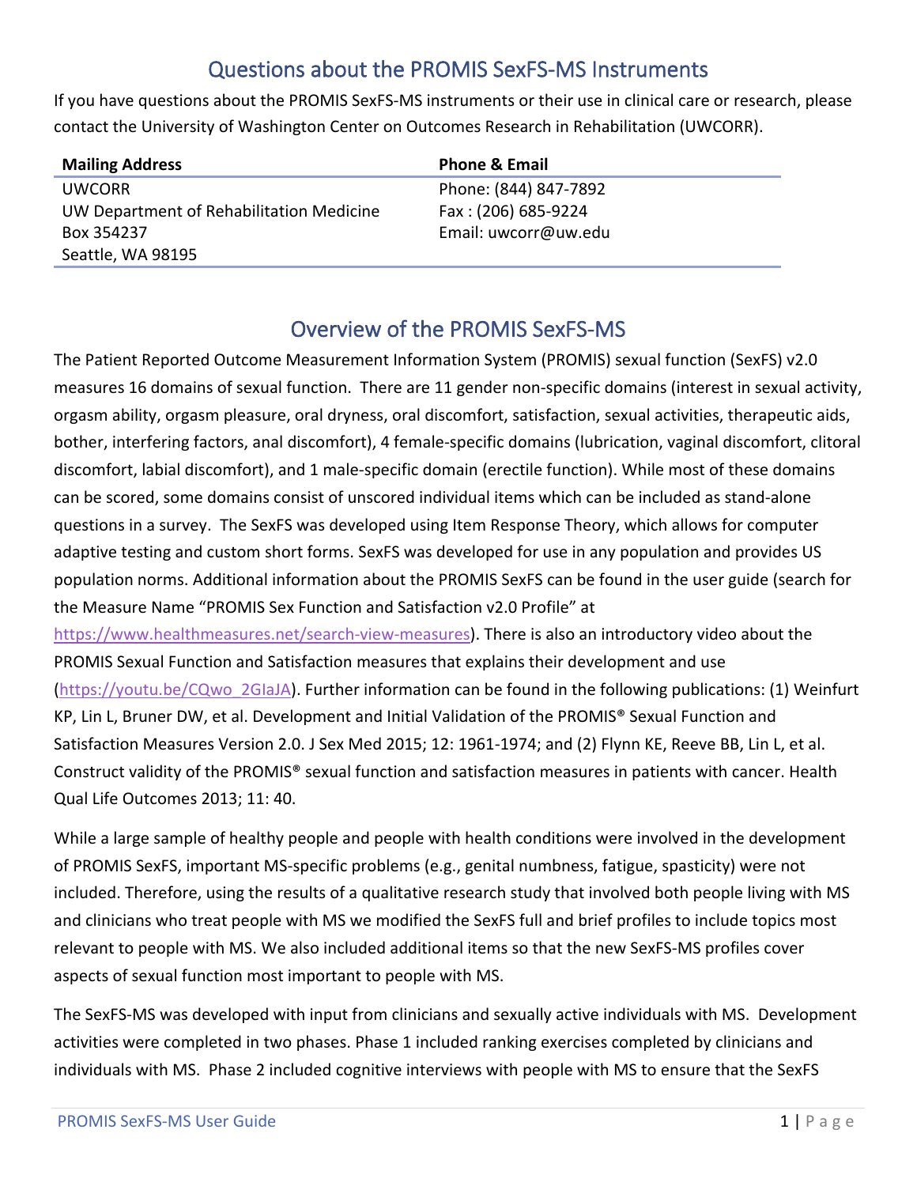## Questions about the PROMIS SexFS-MS Instruments

If you have questions about the PROMIS SexFS-MS instruments or their use in clinical care or research, please contact the University of Washington Center on Outcomes Research in Rehabilitation (UWCORR).

| Mailing Address | Phone & Email |
|---|---|
| UWCORR<br>UW Department of Rehabilitation Medicine<br>Box 354237<br>Seattle, WA 98195 | Phone: (844) 847-7892<br>Fax : (206) 685-9224<br>Email: uwcorr@uw.edu |

## Overview of the PROMIS SexFS-MS

The Patient Reported Outcome Measurement Information System (PROMIS) sexual function (SexFS) v2.0 measures 16 domains of sexual function. There are 11 gender non-specific domains (interest in sexual activity, orgasm ability, orgasm pleasure, oral dryness, oral discomfort, satisfaction, sexual activities, therapeutic aids, bother, interfering factors, anal discomfort), 4 female-specific domains (lubrication, vaginal discomfort, clitoral discomfort, labial discomfort), and 1 male-specific domain (erectile function). While most of these domains can be scored, some domains consist of unscored individual items which can be included as stand-alone questions in a survey. The SexFS was developed using Item Response Theory, which allows for computer adaptive testing and custom short forms. SexFS was developed for use in any population and provides US population norms. Additional information about the PROMIS SexFS can be found in the user guide (search for the Measure Name "PROMIS Sex Function and Satisfaction v2.0 Profile" at https://www.healthmeasures.net/search-view-measures). There is also an introductory video about the PROMIS Sexual Function and Satisfaction measures that explains their development and use (https://youtu.be/CQwo_2GIaJA). Further information can be found in the following publications: (1) Weinfurt KP, Lin L, Bruner DW, et al. Development and Initial Validation of the PROMIS® Sexual Function and Satisfaction Measures Version 2.0. J Sex Med 2015; 12: 1961-1974; and (2) Flynn KE, Reeve BB, Lin L, et al. Construct validity of the PROMIS® sexual function and satisfaction measures in patients with cancer. Health Qual Life Outcomes 2013; 11: 40.

While a large sample of healthy people and people with health conditions were involved in the development of PROMIS SexFS, important MS-specific problems (e.g., genital numbness, fatigue, spasticity) were not included. Therefore, using the results of a qualitative research study that involved both people living with MS and clinicians who treat people with MS we modified the SexFS full and brief profiles to include topics most relevant to people with MS. We also included additional items so that the new SexFS-MS profiles cover aspects of sexual function most important to people with MS.

The SexFS-MS was developed with input from clinicians and sexually active individuals with MS. Development activities were completed in two phases. Phase 1 included ranking exercises completed by clinicians and individuals with MS. Phase 2 included cognitive interviews with people with MS to ensure that the SexFS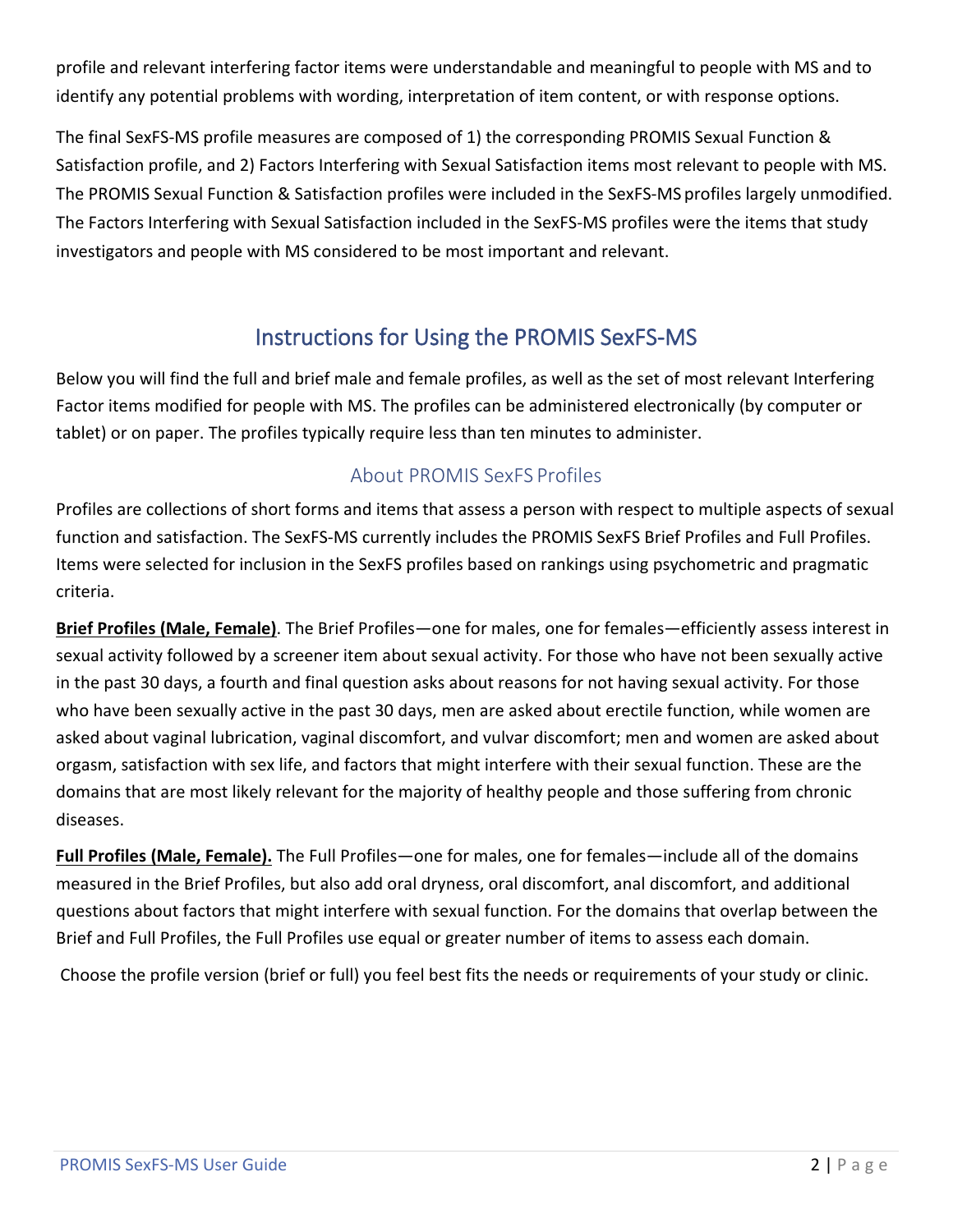profile and relevant interfering factor items were understandable and meaningful to people with MS and to identify any potential problems with wording, interpretation of item content, or with response options.

The final SexFS-MS profile measures are composed of 1) the corresponding PROMIS Sexual Function & Satisfaction profile, and 2) Factors Interfering with Sexual Satisfaction items most relevant to people with MS. The PROMIS Sexual Function & Satisfaction profiles were included in the SexFS-MS profiles largely unmodified. The Factors Interfering with Sexual Satisfaction included in the SexFS-MS profiles were the items that study investigators and people with MS considered to be most important and relevant.

## Instructions for Using the PROMIS SexFS-MS

Below you will find the full and brief male and female profiles, as well as the set of most relevant Interfering Factor items modified for people with MS. The profiles can be administered electronically (by computer or tablet) or on paper. The profiles typically require less than ten minutes to administer.

### About PROMIS SexFS Profiles

Profiles are collections of short forms and items that assess a person with respect to multiple aspects of sexual function and satisfaction. The SexFS-MS currently includes the PROMIS SexFS Brief Profiles and Full Profiles. Items were selected for inclusion in the SexFS profiles based on rankings using psychometric and pragmatic criteria.

**Brief Profiles (Male, Female)**. The Brief Profiles—one for males, one for females—efficiently assess interest in sexual activity followed by a screener item about sexual activity. For those who have not been sexually active in the past 30 days, a fourth and final question asks about reasons for not having sexual activity. For those who have been sexually active in the past 30 days, men are asked about erectile function, while women are asked about vaginal lubrication, vaginal discomfort, and vulvar discomfort; men and women are asked about orgasm, satisfaction with sex life, and factors that might interfere with their sexual function. These are the domains that are most likely relevant for the majority of healthy people and those suffering from chronic diseases.

**Full Profiles (Male, Female).** The Full Profiles—one for males, one for females—include all of the domains measured in the Brief Profiles, but also add oral dryness, oral discomfort, anal discomfort, and additional questions about factors that might interfere with sexual function. For the domains that overlap between the Brief and Full Profiles, the Full Profiles use equal or greater number of items to assess each domain.

Choose the profile version (brief or full) you feel best fits the needs or requirements of your study or clinic.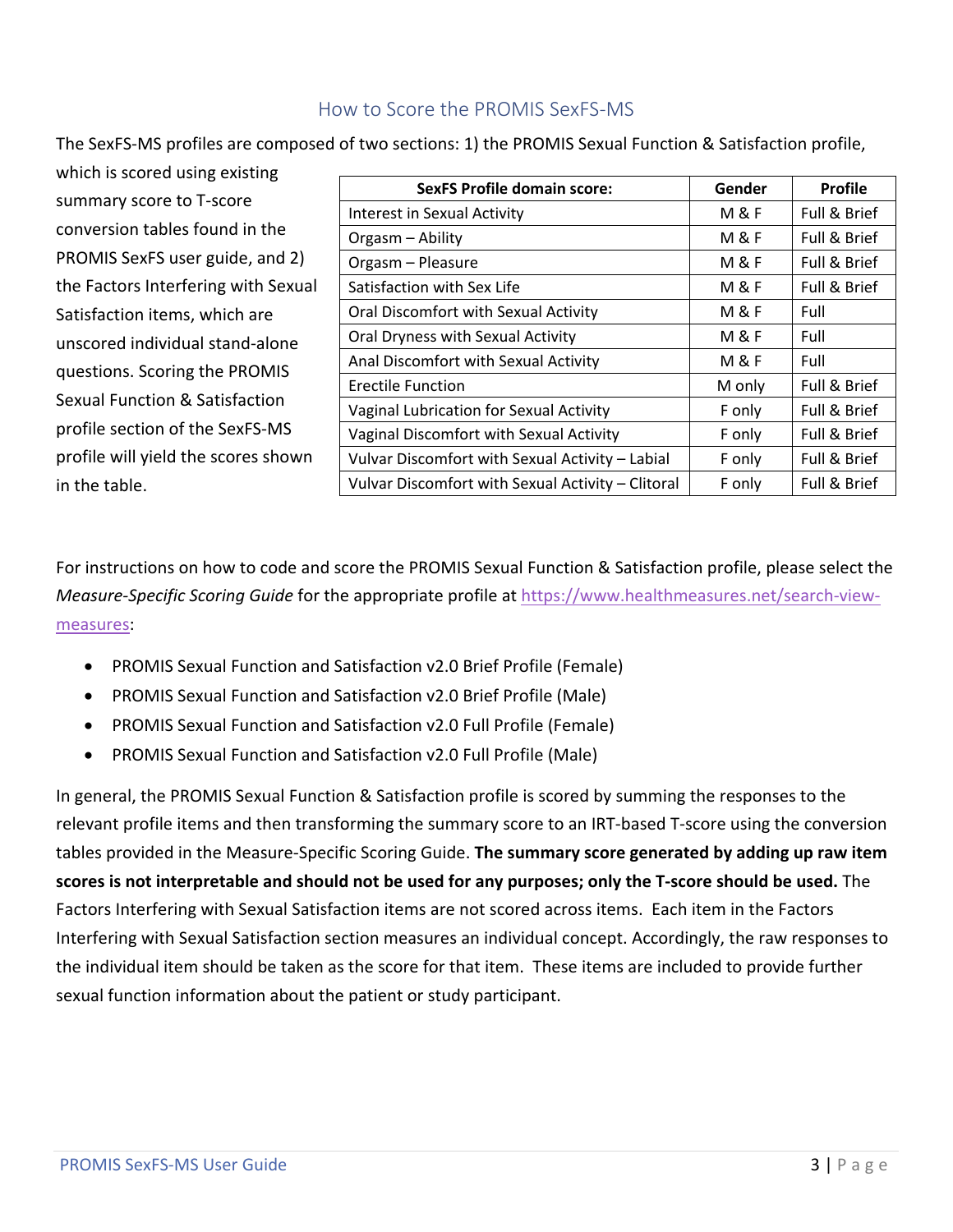## How to Score the PROMIS SexFS-MS

The SexFS-MS profiles are composed of two sections: 1) the PROMIS Sexual Function & Satisfaction profile, which is scored using existing summary score to T-score conversion tables found in the PROMIS SexFS user guide, and 2) the Factors Interfering with Sexual Satisfaction items, which are unscored individual stand-alone questions. Scoring the PROMIS Sexual Function & Satisfaction profile section of the SexFS-MS profile will yield the scores shown in the table.

| SexFS Profile domain score: | Gender | Profile |
|---|---|---|
| Interest in Sexual Activity | M & F | Full & Brief |
| Orgasm – Ability | M & F | Full & Brief |
| Orgasm – Pleasure | M & F | Full & Brief |
| Satisfaction with Sex Life | M & F | Full & Brief |
| Oral Discomfort with Sexual Activity | M & F | Full |
| Oral Dryness with Sexual Activity | M & F | Full |
| Anal Discomfort with Sexual Activity | M & F | Full |
| Erectile Function | M only | Full & Brief |
| Vaginal Lubrication for Sexual Activity | F only | Full & Brief |
| Vaginal Discomfort with Sexual Activity | F only | Full & Brief |
| Vulvar Discomfort with Sexual Activity – Labial | F only | Full & Brief |
| Vulvar Discomfort with Sexual Activity – Clitoral | F only | Full & Brief |

For instructions on how to code and score the PROMIS Sexual Function & Satisfaction profile, please select the *Measure-Specific Scoring Guide* for the appropriate profile at https://www.healthmeasures.net/search-view-measures:

- PROMIS Sexual Function and Satisfaction v2.0 Brief Profile (Female)
- PROMIS Sexual Function and Satisfaction v2.0 Brief Profile (Male)
- PROMIS Sexual Function and Satisfaction v2.0 Full Profile (Female)
- PROMIS Sexual Function and Satisfaction v2.0 Full Profile (Male)

In general, the PROMIS Sexual Function & Satisfaction profile is scored by summing the responses to the relevant profile items and then transforming the summary score to an IRT-based T-score using the conversion tables provided in the Measure-Specific Scoring Guide. **The summary score generated by adding up raw item scores is not interpretable and should not be used for any purposes; only the T-score should be used.** The Factors Interfering with Sexual Satisfaction items are not scored across items. Each item in the Factors Interfering with Sexual Satisfaction section measures an individual concept. Accordingly, the raw responses to the individual item should be taken as the score for that item. These items are included to provide further sexual function information about the patient or study participant.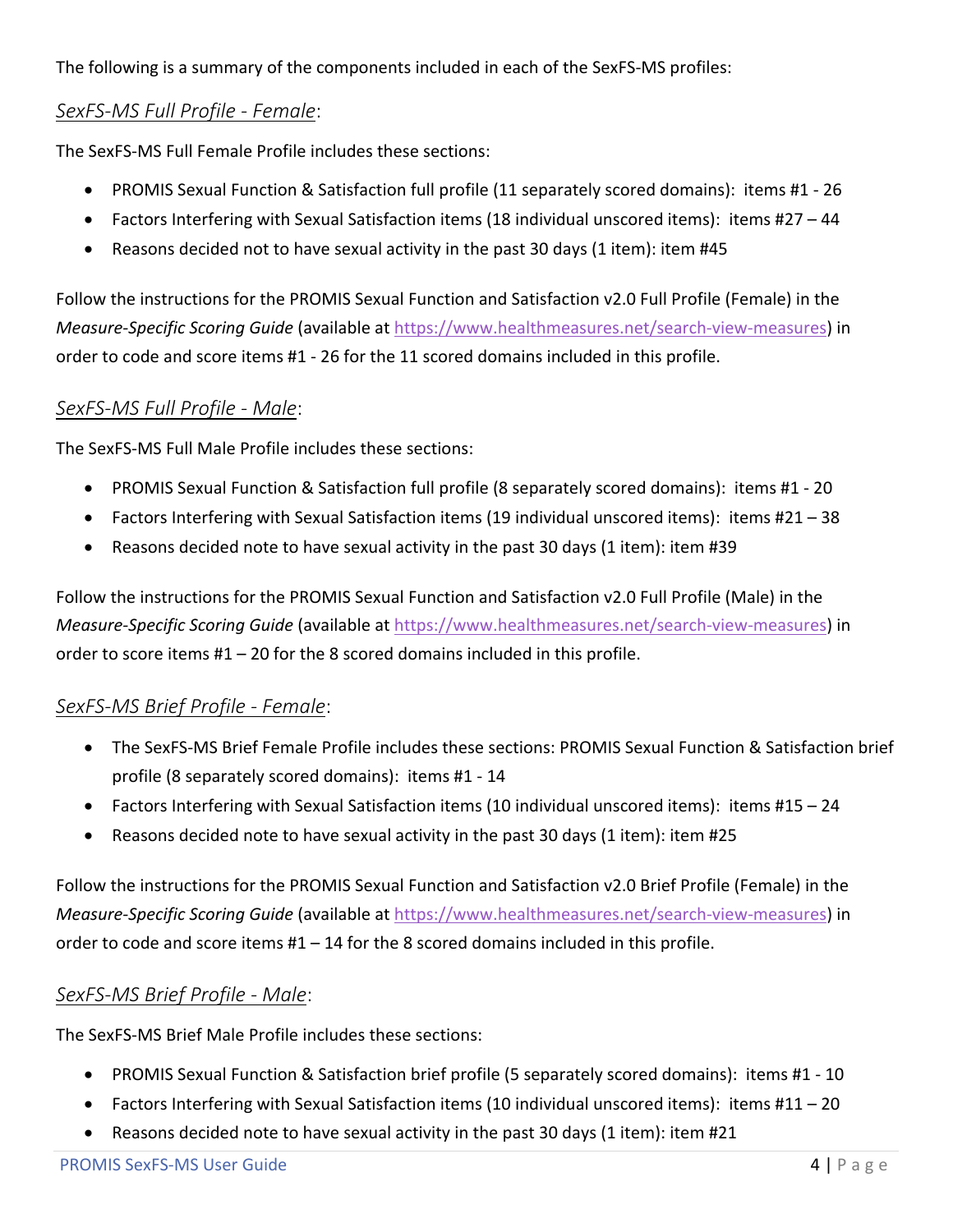The following is a summary of the components included in each of the SexFS-MS profiles:

*SexFS-MS Full Profile - Female*:

The SexFS-MS Full Female Profile includes these sections:

- PROMIS Sexual Function & Satisfaction full profile (11 separately scored domains): items #1 - 26
- Factors Interfering with Sexual Satisfaction items (18 individual unscored items): items #27 – 44
- Reasons decided not to have sexual activity in the past 30 days (1 item): item #45

Follow the instructions for the PROMIS Sexual Function and Satisfaction v2.0 Full Profile (Female) in the *Measure-Specific Scoring Guide* (available at https://www.healthmeasures.net/search-view-measures) in order to code and score items #1 - 26 for the 11 scored domains included in this profile.

*SexFS-MS Full Profile - Male*:

The SexFS-MS Full Male Profile includes these sections:

- PROMIS Sexual Function & Satisfaction full profile (8 separately scored domains): items #1 - 20
- Factors Interfering with Sexual Satisfaction items (19 individual unscored items): items #21 – 38
- Reasons decided note to have sexual activity in the past 30 days (1 item): item #39

Follow the instructions for the PROMIS Sexual Function and Satisfaction v2.0 Full Profile (Male) in the *Measure-Specific Scoring Guide* (available at https://www.healthmeasures.net/search-view-measures) in order to score items #1 – 20 for the 8 scored domains included in this profile.

*SexFS-MS Brief Profile - Female*:

- The SexFS-MS Brief Female Profile includes these sections: PROMIS Sexual Function & Satisfaction brief profile (8 separately scored domains): items #1 - 14
- Factors Interfering with Sexual Satisfaction items (10 individual unscored items): items #15 – 24
- Reasons decided note to have sexual activity in the past 30 days (1 item): item #25

Follow the instructions for the PROMIS Sexual Function and Satisfaction v2.0 Brief Profile (Female) in the *Measure-Specific Scoring Guide* (available at https://www.healthmeasures.net/search-view-measures) in order to code and score items #1 – 14 for the 8 scored domains included in this profile.

*SexFS-MS Brief Profile - Male*:

The SexFS-MS Brief Male Profile includes these sections:

- PROMIS Sexual Function & Satisfaction brief profile (5 separately scored domains): items #1 - 10
- Factors Interfering with Sexual Satisfaction items (10 individual unscored items): items #11 – 20
- Reasons decided note to have sexual activity in the past 30 days (1 item): item #21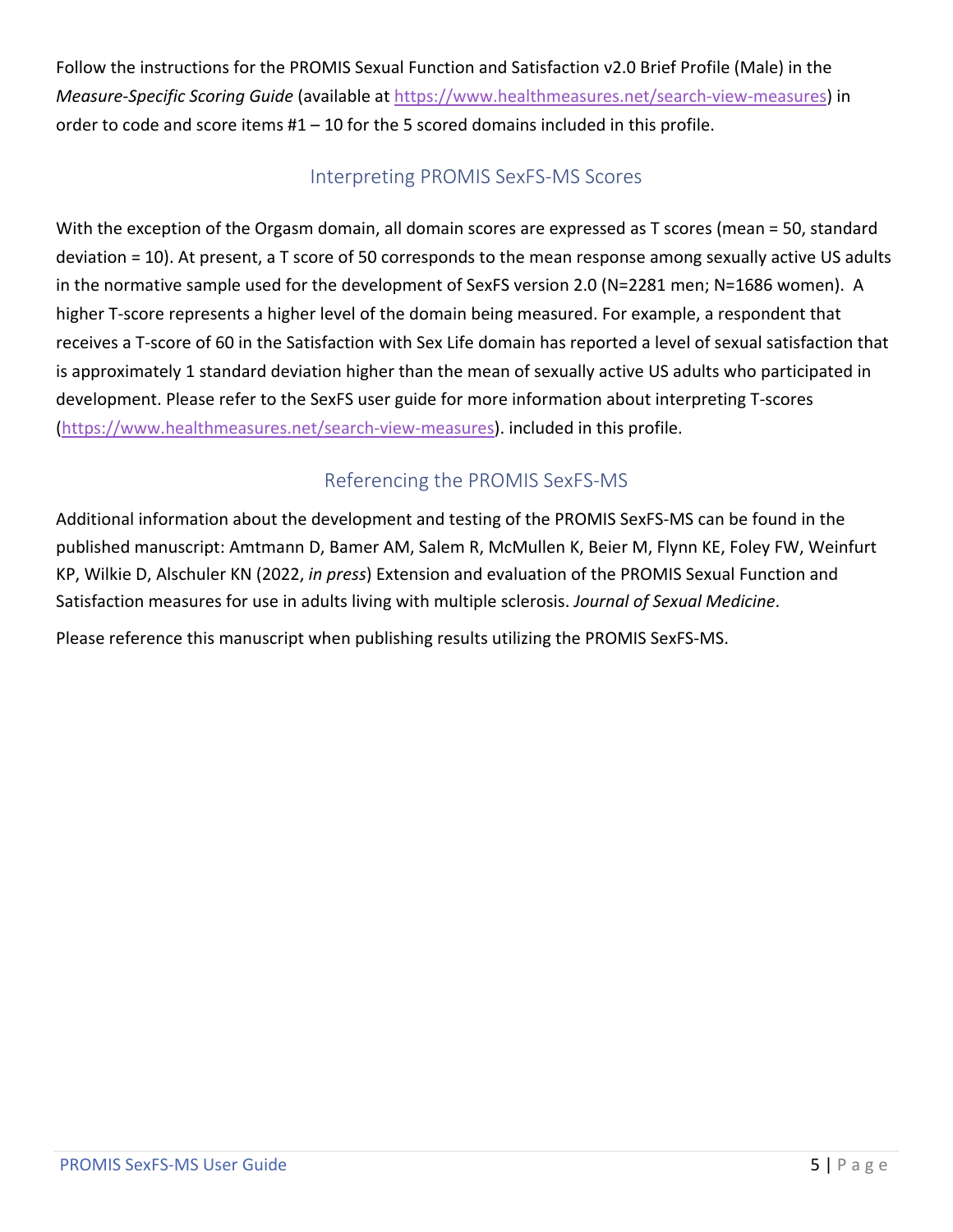Follow the instructions for the PROMIS Sexual Function and Satisfaction v2.0 Brief Profile (Male) in the *Measure-Specific Scoring Guide* (available at https://www.healthmeasures.net/search-view-measures) in order to code and score items #1 – 10 for the 5 scored domains included in this profile.

## Interpreting PROMIS SexFS-MS Scores

With the exception of the Orgasm domain, all domain scores are expressed as T scores (mean = 50, standard deviation = 10). At present, a T score of 50 corresponds to the mean response among sexually active US adults in the normative sample used for the development of SexFS version 2.0 (N=2281 men; N=1686 women). A higher T-score represents a higher level of the domain being measured. For example, a respondent that receives a T-score of 60 in the Satisfaction with Sex Life domain has reported a level of sexual satisfaction that is approximately 1 standard deviation higher than the mean of sexually active US adults who participated in development. Please refer to the SexFS user guide for more information about interpreting T-scores (https://www.healthmeasures.net/search-view-measures). included in this profile.

## Referencing the PROMIS SexFS-MS

Additional information about the development and testing of the PROMIS SexFS-MS can be found in the published manuscript: Amtmann D, Bamer AM, Salem R, McMullen K, Beier M, Flynn KE, Foley FW, Weinfurt KP, Wilkie D, Alschuler KN (2022, *in press*) Extension and evaluation of the PROMIS Sexual Function and Satisfaction measures for use in adults living with multiple sclerosis. *Journal of Sexual Medicine*.

Please reference this manuscript when publishing results utilizing the PROMIS SexFS-MS.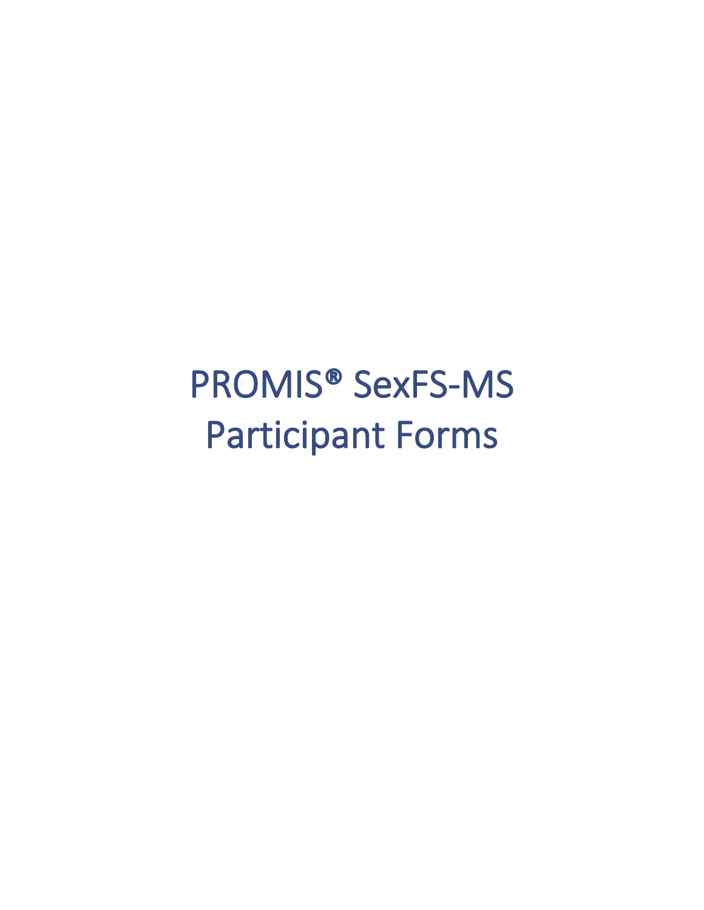# PROMIS® SexFS-MS Participant Forms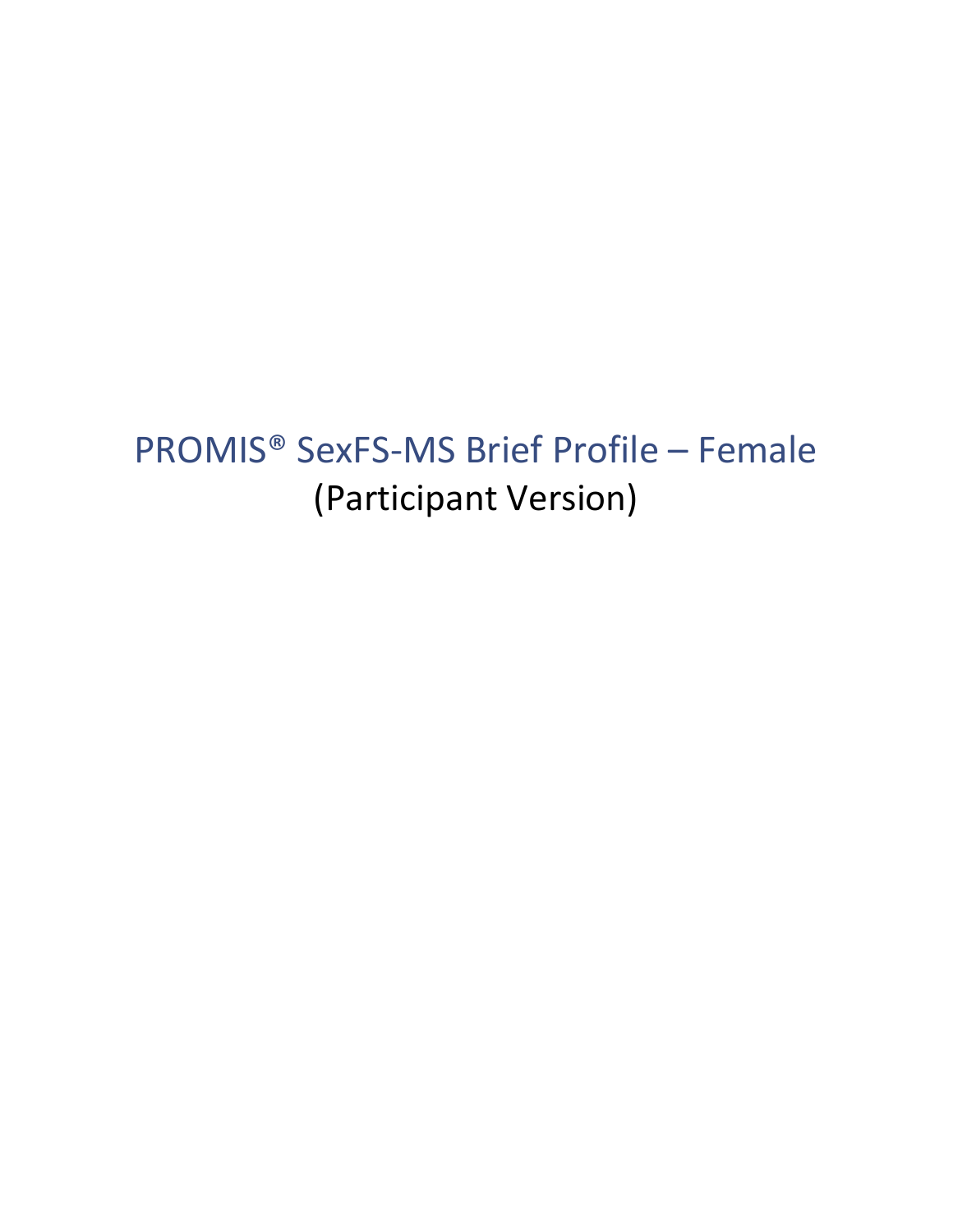# PROMIS® SexFS-MS Brief Profile – Female

(Participant Version)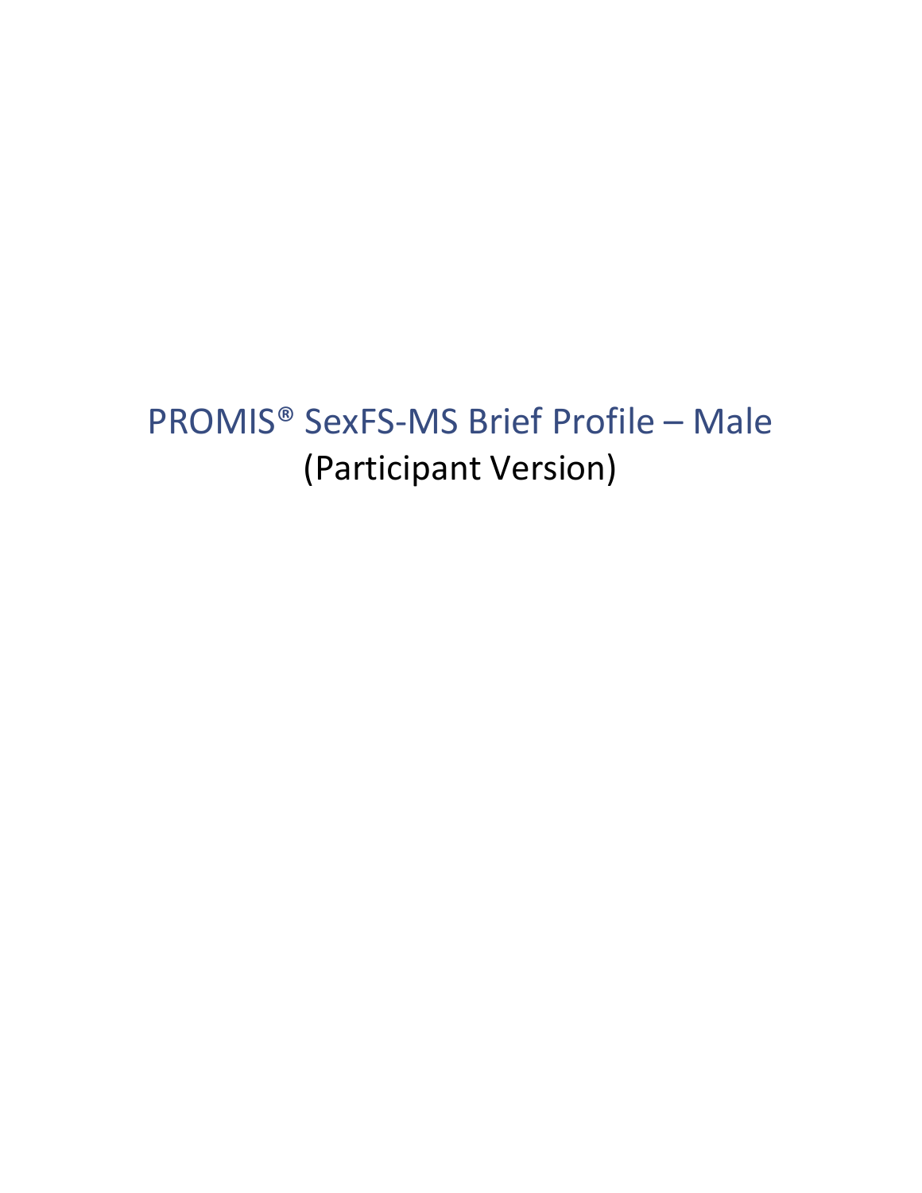# PROMIS® SexFS-MS Brief Profile – Male

(Participant Version)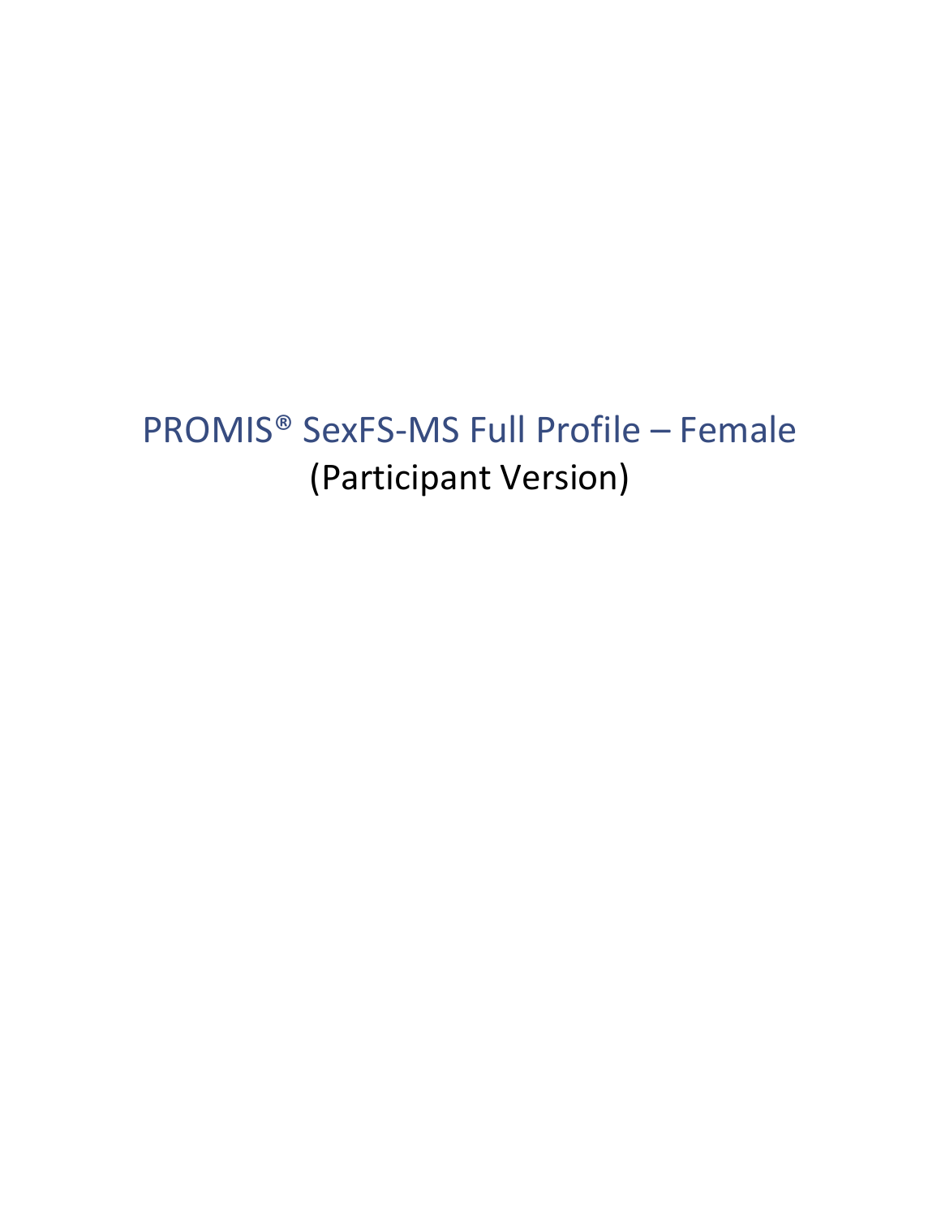# PROMIS® SexFS-MS Full Profile – Female

(Participant Version)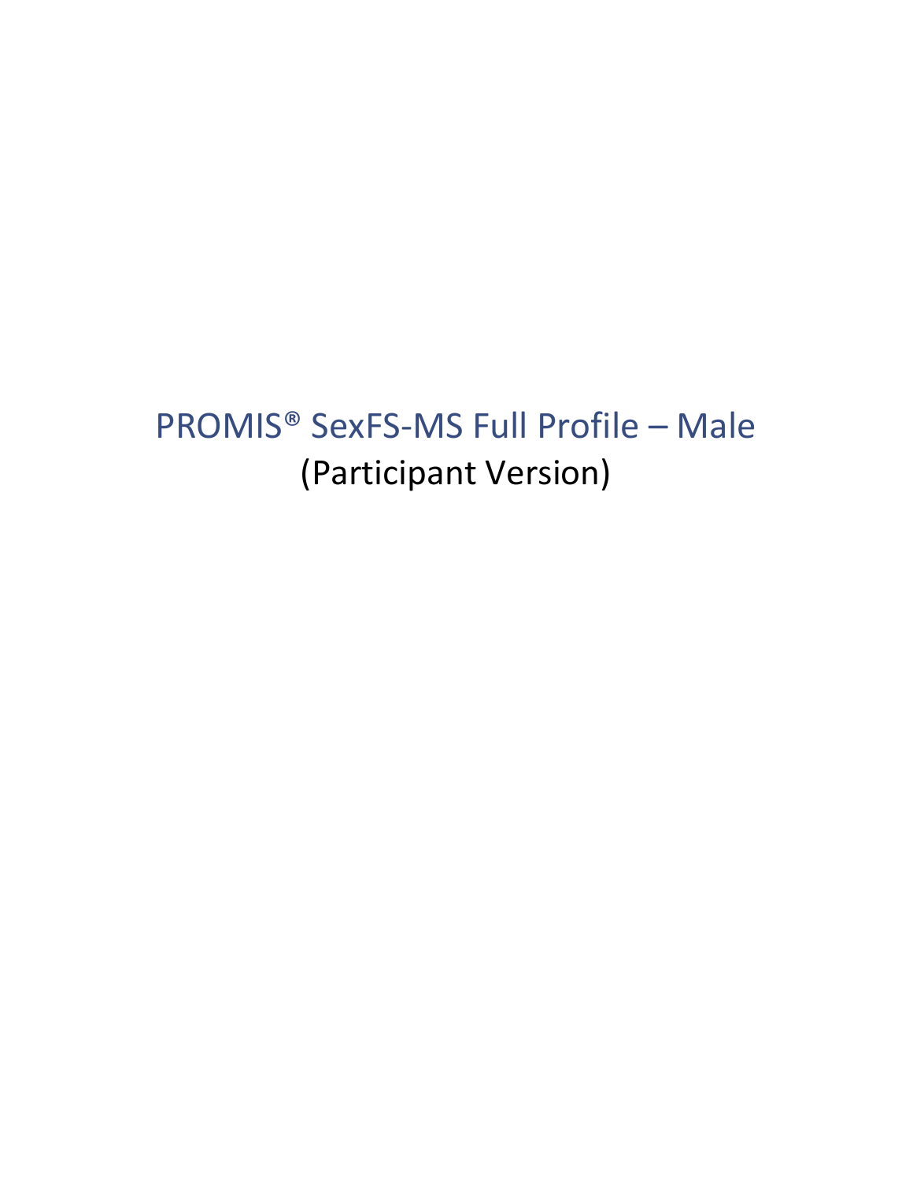# PROMIS® SexFS-MS Full Profile – Male

(Participant Version)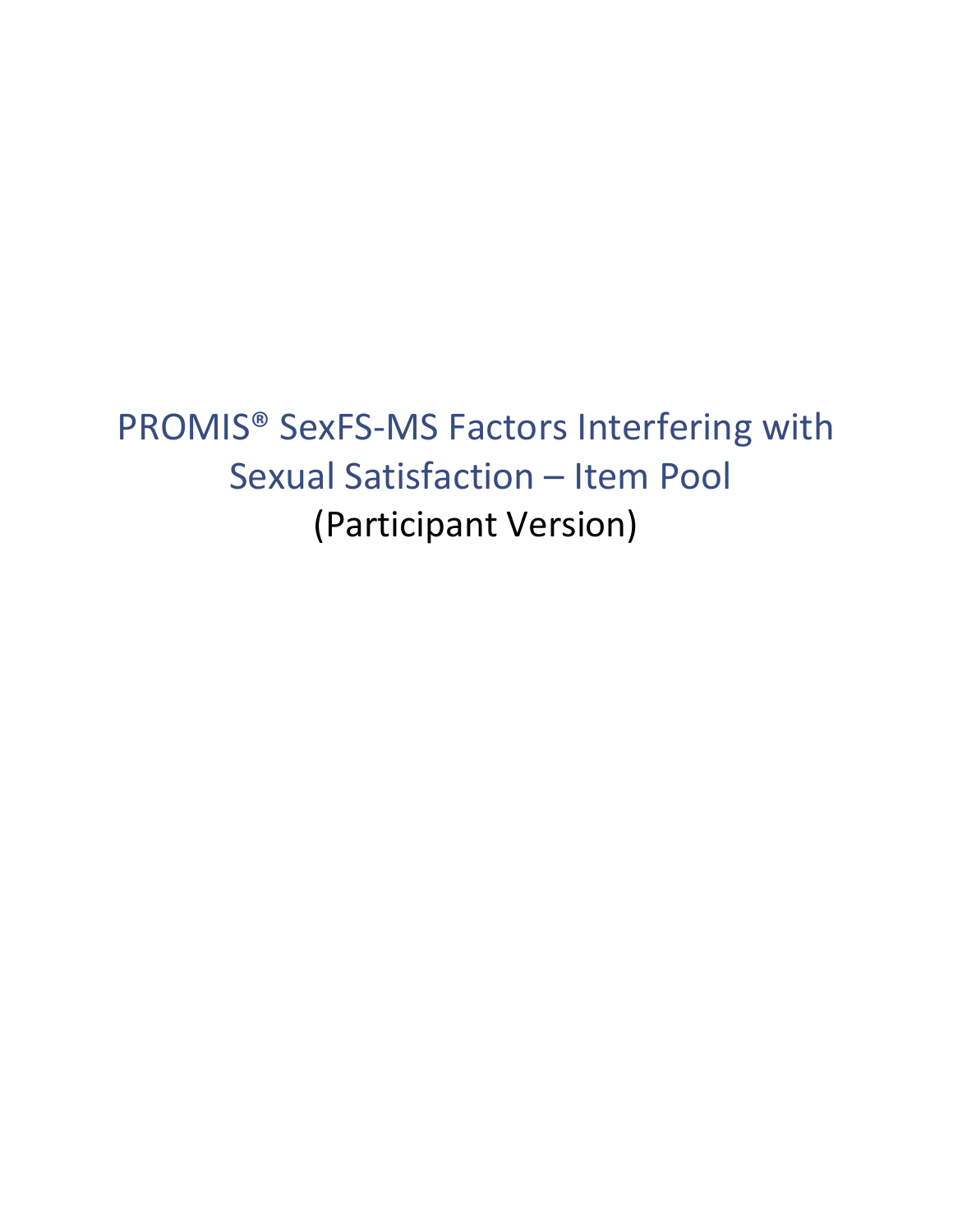# PROMIS® SexFS-MS Factors Interfering with Sexual Satisfaction – Item Pool

(Participant Version)